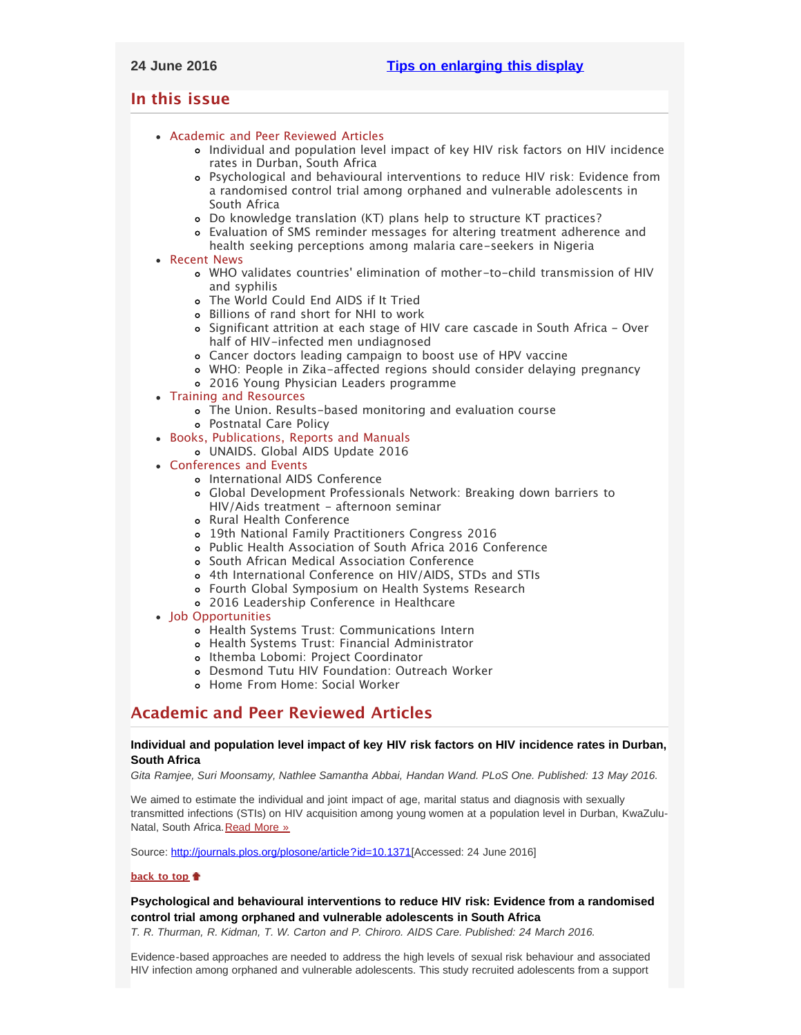24 June 2016 [Tips on enlarging this display]

## In this issue

- Academic and Peer Reviewed Articles
  - Individual and population level impact of key HIV risk factors on HIV incidence rates in Durban, South Africa
  - Psychological and behavioural interventions to reduce HIV risk: Evidence from a randomised control trial among orphaned and vulnerable adolescents in South Africa
  - Do knowledge translation (KT) plans help to structure KT practices?
  - Evaluation of SMS reminder messages for altering treatment adherence and health seeking perceptions among malaria care-seekers in Nigeria
- Recent News
  - WHO validates countries' elimination of mother-to-child transmission of HIV and syphilis
  - The World Could End AIDS if It Tried
  - Billions of rand short for NHI to work
  - Significant attrition at each stage of HIV care cascade in South Africa - Over half of HIV-infected men undiagnosed
  - Cancer doctors leading campaign to boost use of HPV vaccine
  - WHO: People in Zika-affected regions should consider delaying pregnancy
  - 2016 Young Physician Leaders programme
- Training and Resources
  - The Union. Results-based monitoring and evaluation course
  - Postnatal Care Policy
- Books, Publications, Reports and Manuals
  - UNAIDS. Global AIDS Update 2016
- Conferences and Events
  - International AIDS Conference
  - Global Development Professionals Network: Breaking down barriers to HIV/Aids treatment - afternoon seminar
  - Rural Health Conference
  - 19th National Family Practitioners Congress 2016
  - Public Health Association of South Africa 2016 Conference
  - South African Medical Association Conference
  - 4th International Conference on HIV/AIDS, STDs and STIs
  - Fourth Global Symposium on Health Systems Research
  - 2016 Leadership Conference in Healthcare
- Job Opportunities
  - Health Systems Trust: Communications Intern
  - Health Systems Trust: Financial Administrator
  - Ithemba Lobomi: Project Coordinator
  - Desmond Tutu HIV Foundation: Outreach Worker
  - Home From Home: Social Worker

## Academic and Peer Reviewed Articles

**Individual and population level impact of key HIV risk factors on HIV incidence rates in Durban, South Africa**

*Gita Ramjee, Suri Moonsamy, Nathlee Samantha Abbai, Handan Wand. PLoS One. Published: 13 May 2016.*

We aimed to estimate the individual and joint impact of age, marital status and diagnosis with sexually transmitted infections (STIs) on HIV acquisition among young women at a population level in Durban, KwaZulu-Natal, South Africa. Read More »

Source: http://journals.plos.org/plosone/article?id=10.1371[Accessed: 24 June 2016]

back to top

**Psychological and behavioural interventions to reduce HIV risk: Evidence from a randomised control trial among orphaned and vulnerable adolescents in South Africa**

*T. R. Thurman, R. Kidman, T. W. Carton and P. Chiroro. AIDS Care. Published: 24 March 2016.*

Evidence-based approaches are needed to address the high levels of sexual risk behaviour and associated HIV infection among orphaned and vulnerable adolescents. This study recruited adolescents from a support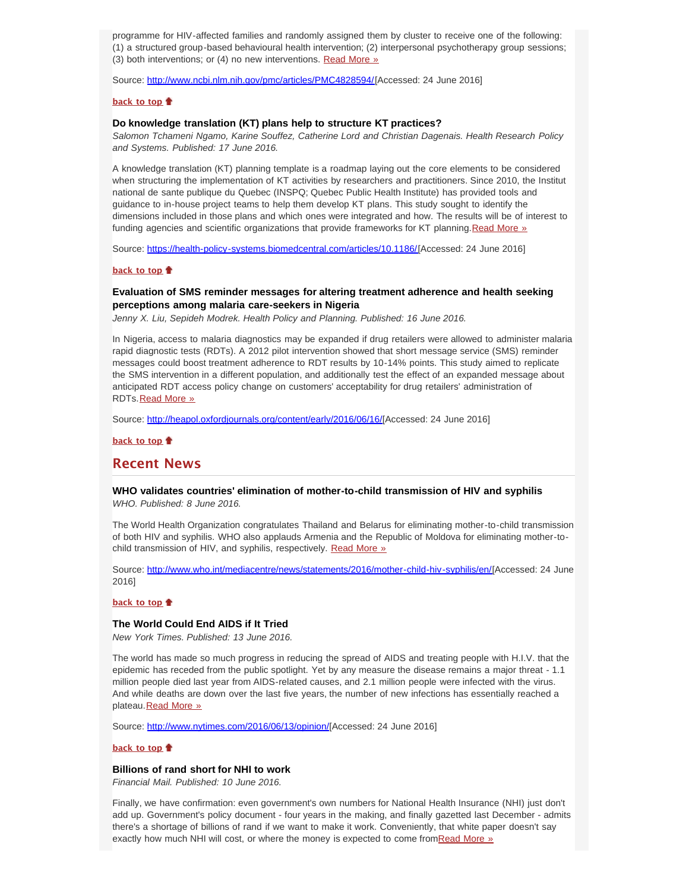programme for HIV-affected families and randomly assigned them by cluster to receive one of the following: (1) a structured group-based behavioural health intervention; (2) interpersonal psychotherapy group sessions; (3) both interventions; or (4) no new interventions. Read More »

Source: http://www.ncbi.nlm.nih.gov/pmc/articles/PMC4828594/[Accessed: 24 June 2016]

**back to top**

### Do knowledge translation (KT) plans help to structure KT practices?

*Salomon Tchameni Ngamo, Karine Souffez, Catherine Lord and Christian Dagenais. Health Research Policy and Systems. Published: 17 June 2016.*

A knowledge translation (KT) planning template is a roadmap laying out the core elements to be considered when structuring the implementation of KT activities by researchers and practitioners. Since 2010, the Institut national de sante publique du Quebec (INSPQ; Quebec Public Health Institute) has provided tools and guidance to in-house project teams to help them develop KT plans. This study sought to identify the dimensions included in those plans and which ones were integrated and how. The results will be of interest to funding agencies and scientific organizations that provide frameworks for KT planning. Read More »

Source: https://health-policy-systems.biomedcentral.com/articles/10.1186/[Accessed: 24 June 2016]

**back to top**

### Evaluation of SMS reminder messages for altering treatment adherence and health seeking perceptions among malaria care-seekers in Nigeria

*Jenny X. Liu, Sepideh Modrek. Health Policy and Planning. Published: 16 June 2016.*

In Nigeria, access to malaria diagnostics may be expanded if drug retailers were allowed to administer malaria rapid diagnostic tests (RDTs). A 2012 pilot intervention showed that short message service (SMS) reminder messages could boost treatment adherence to RDT results by 10-14% points. This study aimed to replicate the SMS intervention in a different population, and additionally test the effect of an expanded message about anticipated RDT access policy change on customers' acceptability for drug retailers' administration of RDTs. Read More »

Source: http://heapol.oxfordjournals.org/content/early/2016/06/16/[Accessed: 24 June 2016]

**back to top**

## Recent News

### WHO validates countries' elimination of mother-to-child transmission of HIV and syphilis

*WHO. Published: 8 June 2016.*

The World Health Organization congratulates Thailand and Belarus for eliminating mother-to-child transmission of both HIV and syphilis. WHO also applauds Armenia and the Republic of Moldova for eliminating mother-to-child transmission of HIV, and syphilis, respectively. Read More »

Source: http://www.who.int/mediacentre/news/statements/2016/mother-child-hiv-syphilis/en/[Accessed: 24 June 2016]

**back to top**

### The World Could End AIDS if It Tried

*New York Times. Published: 13 June 2016.*

The world has made so much progress in reducing the spread of AIDS and treating people with H.I.V. that the epidemic has receded from the public spotlight. Yet by any measure the disease remains a major threat - 1.1 million people died last year from AIDS-related causes, and 2.1 million people were infected with the virus. And while deaths are down over the last five years, the number of new infections has essentially reached a plateau. Read More »

Source: http://www.nytimes.com/2016/06/13/opinion/[Accessed: 24 June 2016]

**back to top**

### Billions of rand short for NHI to work

*Financial Mail. Published: 10 June 2016.*

Finally, we have confirmation: even government's own numbers for National Health Insurance (NHI) just don't add up. Government's policy document - four years in the making, and finally gazetted last December - admits there's a shortage of billions of rand if we want to make it work. Conveniently, that white paper doesn't say exactly how much NHI will cost, or where the money is expected to come from Read More »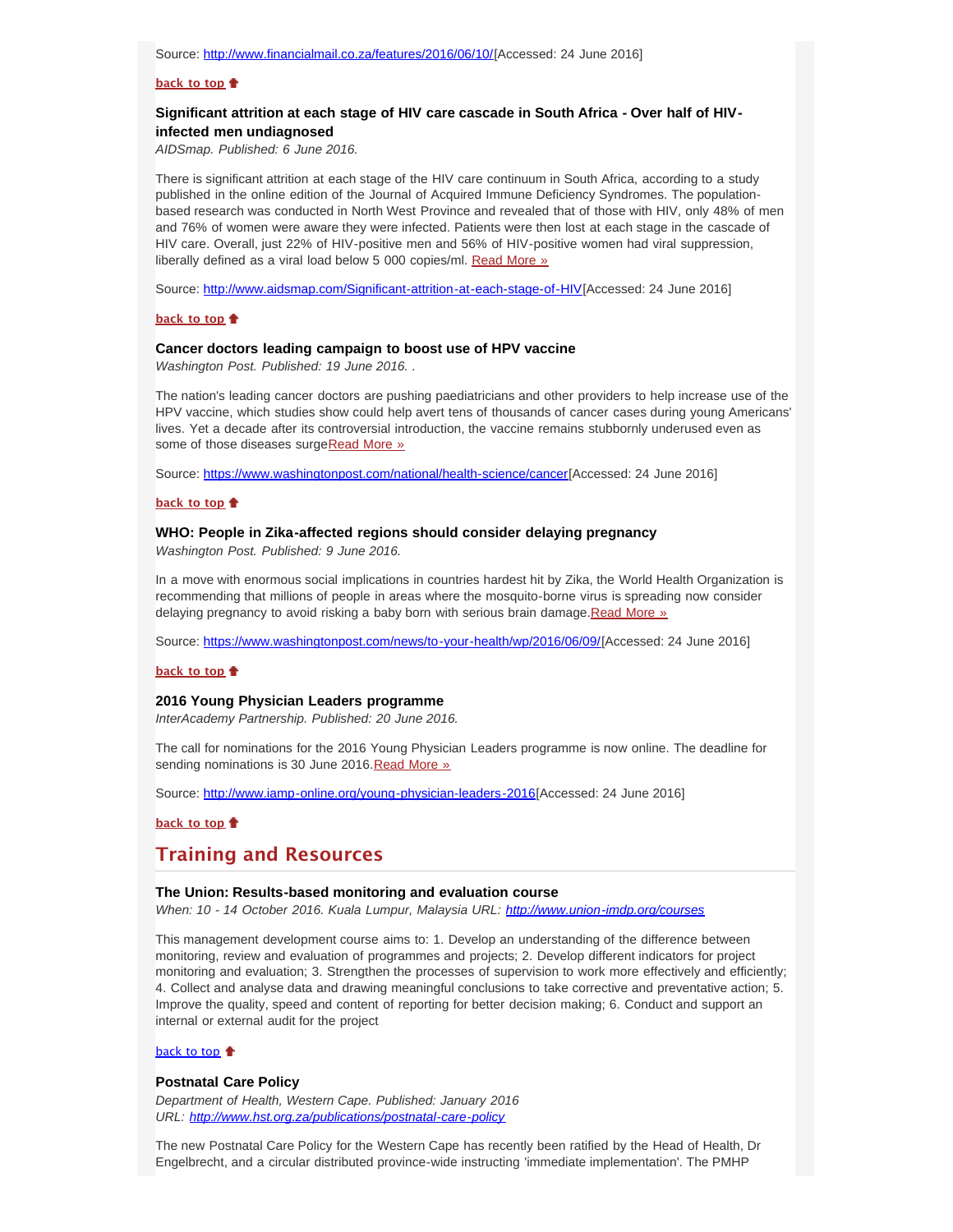Source: http://www.financialmail.co.za/features/2016/06/10/[Accessed: 24 June 2016]

**back to top**

### Significant attrition at each stage of HIV care cascade in South Africa - Over half of HIV-infected men undiagnosed

*AIDSmap. Published: 6 June 2016.*

There is significant attrition at each stage of the HIV care continuum in South Africa, according to a study published in the online edition of the Journal of Acquired Immune Deficiency Syndromes. The population-based research was conducted in North West Province and revealed that of those with HIV, only 48% of men and 76% of women were aware they were infected. Patients were then lost at each stage in the cascade of HIV care. Overall, just 22% of HIV-positive men and 56% of HIV-positive women had viral suppression, liberally defined as a viral load below 5 000 copies/ml. Read More »

Source: http://www.aidsmap.com/Significant-attrition-at-each-stage-of-HIV[Accessed: 24 June 2016]

**back to top**

### Cancer doctors leading campaign to boost use of HPV vaccine

*Washington Post. Published: 19 June 2016. .*

The nation's leading cancer doctors are pushing paediatricians and other providers to help increase use of the HPV vaccine, which studies show could help avert tens of thousands of cancer cases during young Americans' lives. Yet a decade after its controversial introduction, the vaccine remains stubbornly underused even as some of those diseases surgeRead More »

Source: https://www.washingtonpost.com/national/health-science/cancer[Accessed: 24 June 2016]

**back to top**

### WHO: People in Zika-affected regions should consider delaying pregnancy

*Washington Post. Published: 9 June 2016.*

In a move with enormous social implications in countries hardest hit by Zika, the World Health Organization is recommending that millions of people in areas where the mosquito-borne virus is spreading now consider delaying pregnancy to avoid risking a baby born with serious brain damage.Read More »

Source: https://www.washingtonpost.com/news/to-your-health/wp/2016/06/09/[Accessed: 24 June 2016]

**back to top**

### 2016 Young Physician Leaders programme

*InterAcademy Partnership. Published: 20 June 2016.*

The call for nominations for the 2016 Young Physician Leaders programme is now online. The deadline for sending nominations is 30 June 2016.Read More »

Source: http://www.iamp-online.org/young-physician-leaders-2016[Accessed: 24 June 2016]

**back to top**

## Training and Resources

### The Union: Results-based monitoring and evaluation course

*When: 10 - 14 October 2016. Kuala Lumpur, Malaysia URL: http://www.union-imdp.org/courses*

This management development course aims to: 1. Develop an understanding of the difference between monitoring, review and evaluation of programmes and projects; 2. Develop different indicators for project monitoring and evaluation; 3. Strengthen the processes of supervision to work more effectively and efficiently; 4. Collect and analyse data and drawing meaningful conclusions to take corrective and preventative action; 5. Improve the quality, speed and content of reporting for better decision making; 6. Conduct and support an internal or external audit for the project

back to top

### Postnatal Care Policy

*Department of Health, Western Cape. Published: January 2016*
*URL: http://www.hst.org.za/publications/postnatal-care-policy*

The new Postnatal Care Policy for the Western Cape has recently been ratified by the Head of Health, Dr Engelbrecht, and a circular distributed province-wide instructing 'immediate implementation'. The PMHP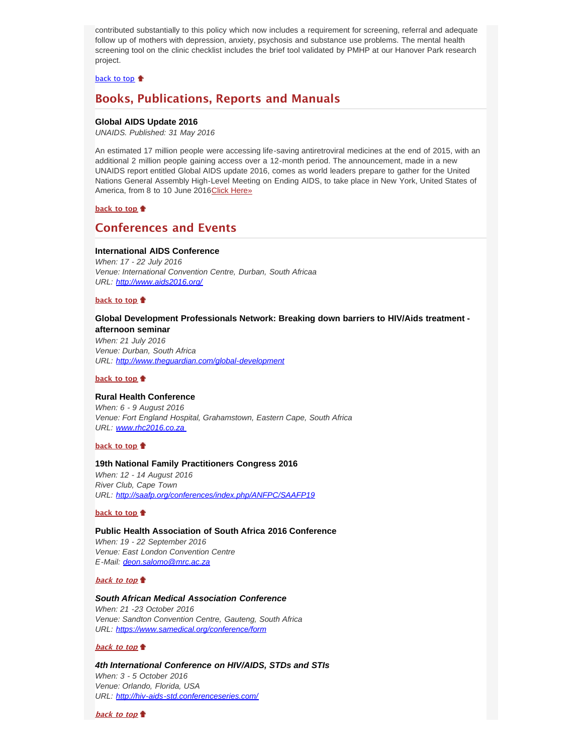contributed substantially to this policy which now includes a requirement for screening, referral and adequate follow up of mothers with depression, anxiety, psychosis and substance use problems. The mental health screening tool on the clinic checklist includes the brief tool validated by PMHP at our Hanover Park research project.

back to top

## Books, Publications, Reports and Manuals

**Global AIDS Update 2016**

*UNAIDS. Published: 31 May 2016*

An estimated 17 million people were accessing life-saving antiretroviral medicines at the end of 2015, with an additional 2 million people gaining access over a 12-month period. The announcement, made in a new UNAIDS report entitled Global AIDS update 2016, comes as world leaders prepare to gather for the United Nations General Assembly High-Level Meeting on Ending AIDS, to take place in New York, United States of America, from 8 to 10 June 2016Click Here»

**back to top**

## Conferences and Events

**International AIDS Conference**

*When: 17 - 22 July 2016*
*Venue: International Convention Centre, Durban, South Africaa*
*URL: http://www.aids2016.org/*

**back to top**

**Global Development Professionals Network: Breaking down barriers to HIV/Aids treatment - afternoon seminar**

*When: 21 July 2016*
*Venue: Durban, South Africa*
*URL: http://www.theguardian.com/global-development*

**back to top**

**Rural Health Conference**

*When: 6 - 9 August 2016*
*Venue: Fort England Hospital, Grahamstown, Eastern Cape, South Africa*
*URL: www.rhc2016.co.za*

**back to top**

**19th National Family Practitioners Congress 2016**

*When: 12 - 14 August 2016*
*River Club, Cape Town*
*URL: http://saafp.org/conferences/index.php/ANFPC/SAAFP19*

**back to top**

**Public Health Association of South Africa 2016 Conference**

*When: 19 - 22 September 2016*
*Venue: East London Convention Centre*
*E-Mail: deon.salomo@mrc.ac.za*

***back to top***

***South African Medical Association Conference***

*When: 21 -23 October 2016*
*Venue: Sandton Convention Centre, Gauteng, South Africa*
*URL: https://www.samedical.org/conference/form*

***back to top***

***4th International Conference on HIV/AIDS, STDs and STIs***

*When: 3 - 5 October 2016*
*Venue: Orlando, Florida, USA*
*URL: http://hiv-aids-std.conferenceseries.com/*

***back to top***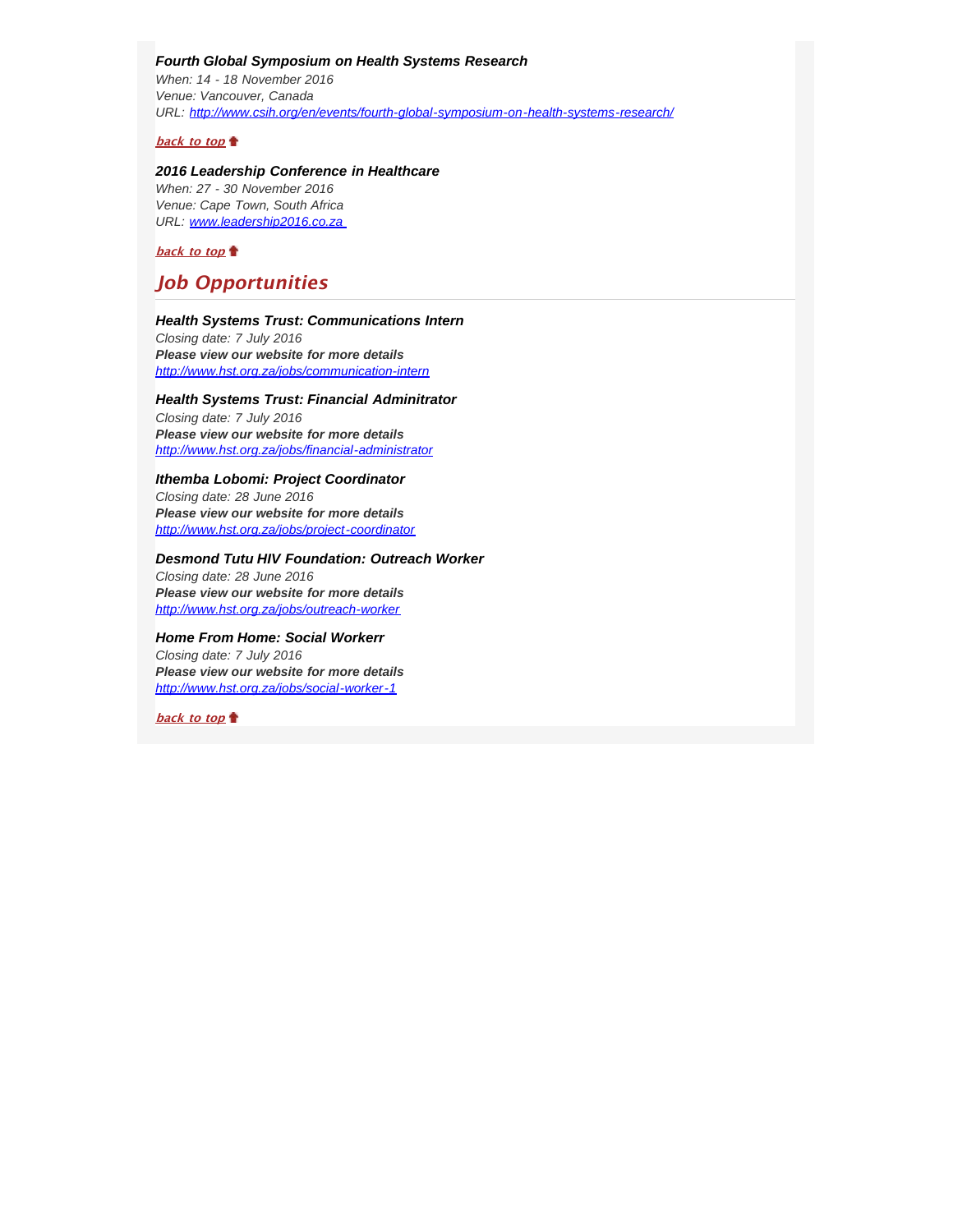***Fourth Global Symposium on Health Systems Research***
*When: 14 - 18 November 2016*
*Venue: Vancouver, Canada*
*URL: [http://www.csih.org/en/events/fourth-global-symposium-on-health-systems-research/](http://www.csih.org/en/events/fourth-global-symposium-on-health-systems-research/)*

***back to top***

***2016 Leadership Conference in Healthcare***
*When: 27 - 30 November 2016*
*Venue: Cape Town, South Africa*
*URL: [www.leadership2016.co.za](www.leadership2016.co.za)*

***back to top***

## *Job Opportunities*

***Health Systems Trust: Communications Intern***
*Closing date: 7 July 2016*
***Please view our website for more details***
*[http://www.hst.org.za/jobs/communication-intern](http://www.hst.org.za/jobs/communication-intern)*

***Health Systems Trust: Financial Adminitrator***
*Closing date: 7 July 2016*
***Please view our website for more details***
*[http://www.hst.org.za/jobs/financial-administrator](http://www.hst.org.za/jobs/financial-administrator)*

***Ithemba Lobomi: Project Coordinator***
*Closing date: 28 June 2016*
***Please view our website for more details***
*[http://www.hst.org.za/jobs/project-coordinator](http://www.hst.org.za/jobs/project-coordinator)*

***Desmond Tutu HIV Foundation: Outreach Worker***
*Closing date: 28 June 2016*
***Please view our website for more details***
*[http://www.hst.org.za/jobs/outreach-worker](http://www.hst.org.za/jobs/outreach-worker)*

***Home From Home: Social Workerr***
*Closing date: 7 July 2016*
***Please view our website for more details***
*[http://www.hst.org.za/jobs/social-worker-1](http://www.hst.org.za/jobs/social-worker-1)*

***back to top***